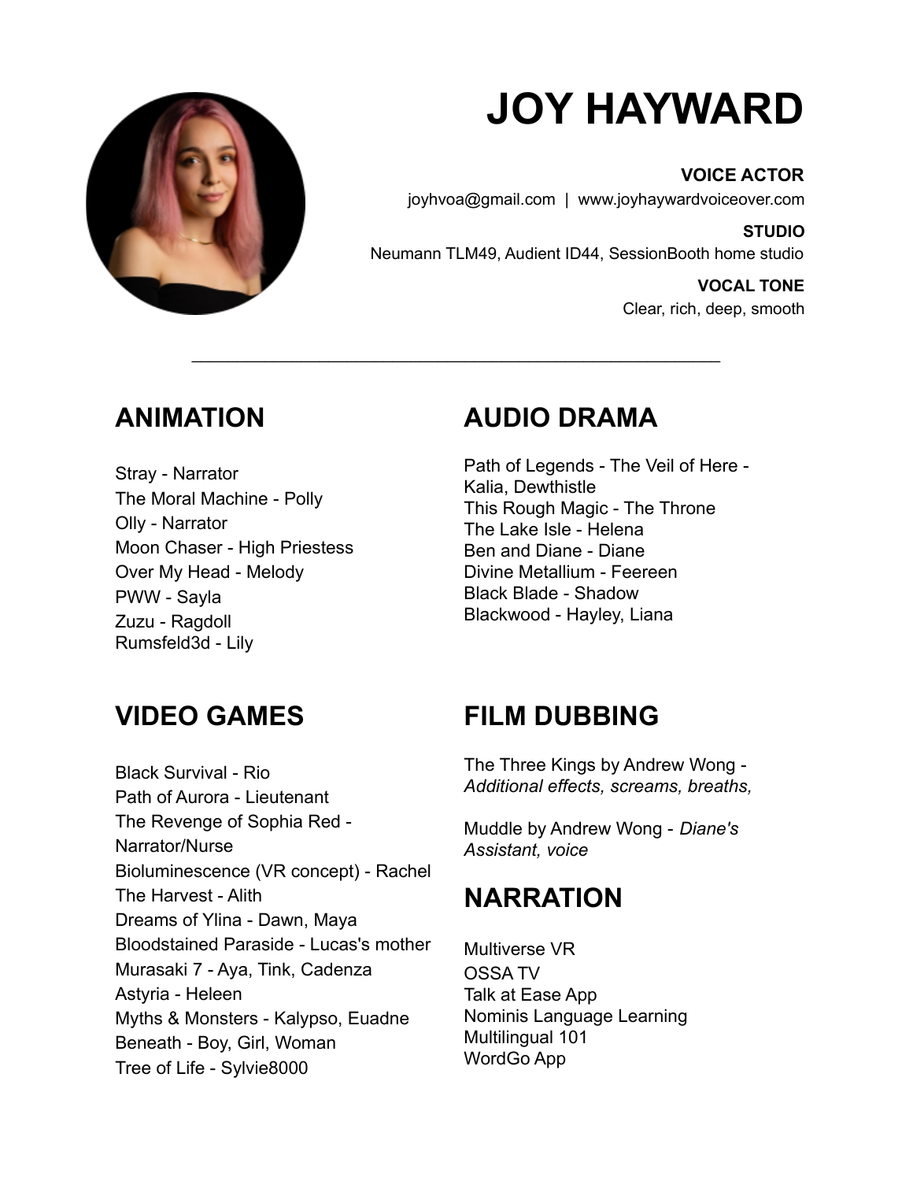# JOY HAYWARD

**VOICE ACTOR**
joyhvoa@gmail.com | www.joyhaywardvoiceover.com

**STUDIO**
Neumann TLM49, Audient ID44, SessionBooth home studio

**VOCAL TONE**
Clear, rich, deep, smooth

---

## ANIMATION

Stray - Narrator
The Moral Machine - Polly
Olly - Narrator
Moon Chaser - High Priestess
Over My Head - Melody
PWW - Sayla
Zuzu - Ragdoll
Rumsfeld3d - Lily

## AUDIO DRAMA

Path of Legends - The Veil of Here - Kalia, Dewthistle
This Rough Magic - The Throne
The Lake Isle - Helena
Ben and Diane - Diane
Divine Metallium - Feereen
Black Blade - Shadow
Blackwood - Hayley, Liana

## VIDEO GAMES

Black Survival - Rio
Path of Aurora - Lieutenant
The Revenge of Sophia Red - Narrator/Nurse
Bioluminescence (VR concept) - Rachel
The Harvest - Alith
Dreams of Ylina - Dawn, Maya
Bloodstained Paraside - Lucas's mother
Murasaki 7 - Aya, Tink, Cadenza
Astyria - Heleen
Myths & Monsters - Kalypso, Euadne
Beneath - Boy, Girl, Woman
Tree of Life - Sylvie8000

## FILM DUBBING

The Three Kings by Andrew Wong - *Additional effects, screams, breaths,*

Muddle by Andrew Wong - *Diane's Assistant, voice*

## NARRATION

Multiverse VR
OSSA TV
Talk at Ease App
Nominis Language Learning
Multilingual 101
WordGo App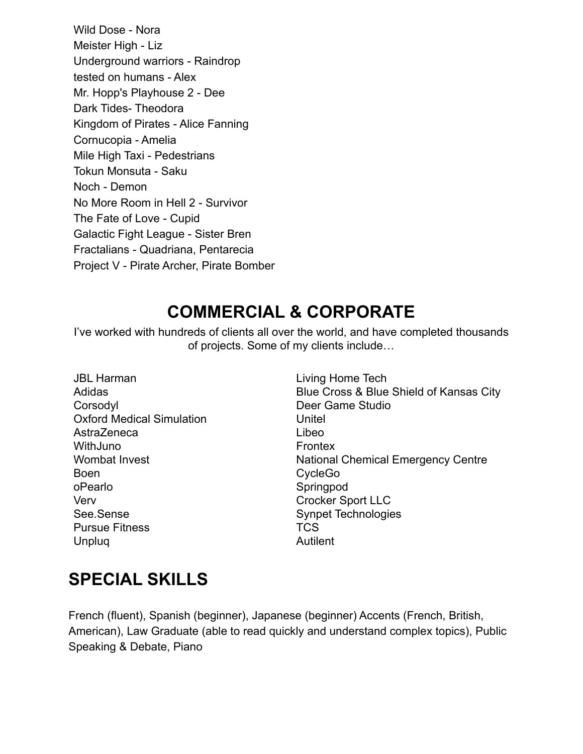Wild Dose - Nora
Meister High - Liz
Underground warriors - Raindrop
tested on humans - Alex
Mr. Hopp's Playhouse 2 - Dee
Dark Tides- Theodora
Kingdom of Pirates - Alice Fanning
Cornucopia - Amelia
Mile High Taxi - Pedestrians
Tokun Monsuta - Saku
Noch - Demon
No More Room in Hell 2 - Survivor
The Fate of Love - Cupid
Galactic Fight League - Sister Bren
Fractalians - Quadriana, Pentarecia
Project V - Pirate Archer, Pirate Bomber

## COMMERCIAL & CORPORATE

I've worked with hundreds of clients all over the world, and have completed thousands of projects. Some of my clients include…

JBL Harman
Adidas
Corsodyl
Oxford Medical Simulation
AstraZeneca
WithJuno
Wombat Invest
Boen
oPearlo
Verv
See.Sense
Pursue Fitness
Unpluq
Living Home Tech
Blue Cross & Blue Shield of Kansas City
Deer Game Studio
Unitel
Libeo
Frontex
National Chemical Emergency Centre
CycleGo
Springpod
Crocker Sport LLC
Synpet Technologies
TCS
Autilent

## SPECIAL SKILLS

French (fluent), Spanish (beginner), Japanese (beginner) Accents (French, British, American), Law Graduate (able to read quickly and understand complex topics), Public Speaking & Debate, Piano